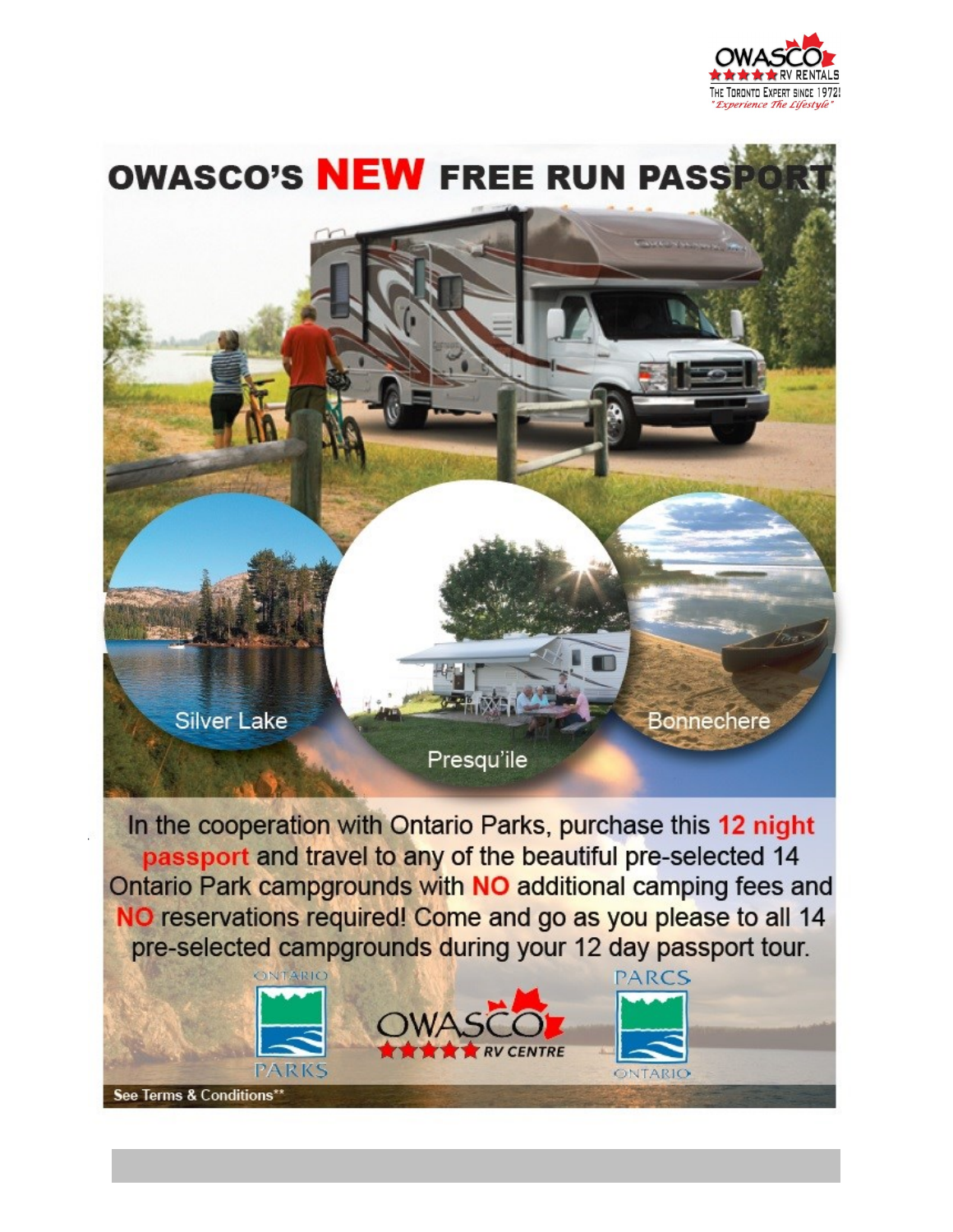# OWASCO'S NEW FREE RUN PASSPORT

Silver Lake

Presqu'ile

Bonnechere

In the cooperation with Ontario Parks, purchase this **12 night passport** and travel to any of the beautiful pre-selected 14 Ontario Park campgrounds with **NO** additional camping fees and **NO** reservations required! Come and go as you please to all 14 pre-selected campgrounds during your 12 day passport tour.

ONTARIO PARKS

OWASCO RV CENTRE

PARCS ONTARIO

See Terms & Conditions**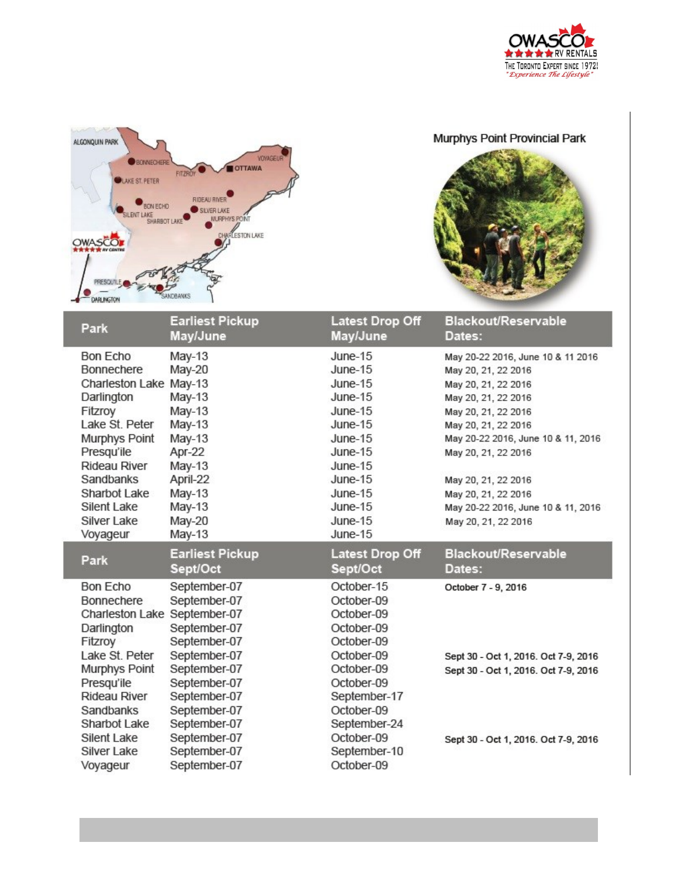Murphys Point Provincial Park

| Park | Earliest Pickup May/June | Latest Drop Off May/June | Blackout/Reservable Dates: |
| --- | --- | --- | --- |
| Bon Echo | May-13 | June-15 | May 20-22 2016, June 10 & 11 2016 |
| Bonnechere | May-20 | June-15 | May 20, 21, 22 2016 |
| Charleston Lake | May-13 | June-15 | May 20, 21, 22 2016 |
| Darlington | May-13 | June-15 | May 20, 21, 22 2016 |
| Fitzroy | May-13 | June-15 | May 20, 21, 22 2016 |
| Lake St. Peter | May-13 | June-15 | May 20, 21, 22 2016 |
| Murphys Point | May-13 | June-15 | May 20-22 2016, June 10 & 11, 2016 |
| Presqu'ile | Apr-22 | June-15 | May 20, 21, 22 2016 |
| Rideau River | May-13 | June-15 | |
| Sandbanks | April-22 | June-15 | May 20, 21, 22 2016 |
| Sharbot Lake | May-13 | June-15 | May 20, 21, 22 2016 |
| Silent Lake | May-13 | June-15 | May 20-22 2016, June 10 & 11, 2016 |
| Silver Lake | May-20 | June-15 | May 20, 21, 22 2016 |
| Voyageur | May-13 | June-15 | |

| Park | Earliest Pickup Sept/Oct | Latest Drop Off Sept/Oct | Blackout/Reservable Dates: |
| --- | --- | --- | --- |
| Bon Echo | September-07 | October-15 | October 7 - 9, 2016 |
| Bonnechere | September-07 | October-09 | |
| Charleston Lake | September-07 | October-09 | |
| Darlington | September-07 | October-09 | |
| Fitzroy | September-07 | October-09 | |
| Lake St. Peter | September-07 | October-09 | Sept 30 - Oct 1, 2016. Oct 7-9, 2016 |
| Murphys Point | September-07 | October-09 | Sept 30 - Oct 1, 2016. Oct 7-9, 2016 |
| Presqu'ile | September-07 | October-09 | |
| Rideau River | September-07 | September-17 | |
| Sandbanks | September-07 | October-09 | |
| Sharbot Lake | September-07 | September-24 | |
| Silent Lake | September-07 | October-09 | Sept 30 - Oct 1, 2016. Oct 7-9, 2016 |
| Silver Lake | September-07 | September-10 | |
| Voyageur | September-07 | October-09 | |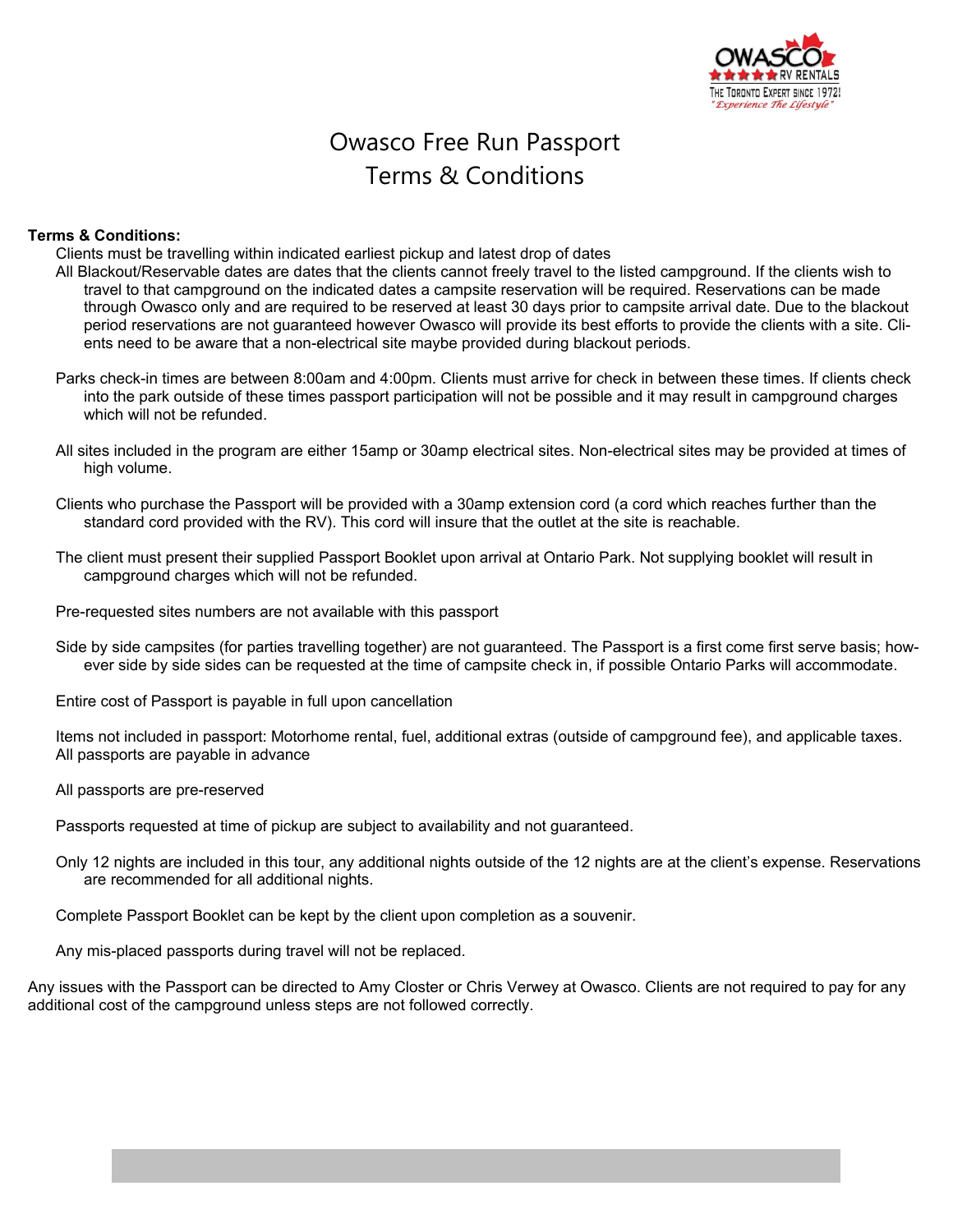# Owasco Free Run Passport
# Terms & Conditions

**Terms & Conditions:**

Clients must be travelling within indicated earliest pickup and latest drop of dates

All Blackout/Reservable dates are dates that the clients cannot freely travel to the listed campground. If the clients wish to travel to that campground on the indicated dates a campsite reservation will be required. Reservations can be made through Owasco only and are required to be reserved at least 30 days prior to campsite arrival date. Due to the blackout period reservations are not guaranteed however Owasco will provide its best efforts to provide the clients with a site. Clients need to be aware that a non-electrical site maybe provided during blackout periods.

Parks check-in times are between 8:00am and 4:00pm. Clients must arrive for check in between these times. If clients check into the park outside of these times passport participation will not be possible and it may result in campground charges which will not be refunded.

All sites included in the program are either 15amp or 30amp electrical sites. Non-electrical sites may be provided at times of high volume.

Clients who purchase the Passport will be provided with a 30amp extension cord (a cord which reaches further than the standard cord provided with the RV). This cord will insure that the outlet at the site is reachable.

The client must present their supplied Passport Booklet upon arrival at Ontario Park. Not supplying booklet will result in campground charges which will not be refunded.

Pre-requested sites numbers are not available with this passport

Side by side campsites (for parties travelling together) are not guaranteed. The Passport is a first come first serve basis; however side by side sides can be requested at the time of campsite check in, if possible Ontario Parks will accommodate.

Entire cost of Passport is payable in full upon cancellation

Items not included in passport: Motorhome rental, fuel, additional extras (outside of campground fee), and applicable taxes.
All passports are payable in advance

All passports are pre-reserved

Passports requested at time of pickup are subject to availability and not guaranteed.

Only 12 nights are included in this tour, any additional nights outside of the 12 nights are at the client's expense. Reservations are recommended for all additional nights.

Complete Passport Booklet can be kept by the client upon completion as a souvenir.

Any mis-placed passports during travel will not be replaced.

Any issues with the Passport can be directed to Amy Closter or Chris Verwey at Owasco. Clients are not required to pay for any additional cost of the campground unless steps are not followed correctly.